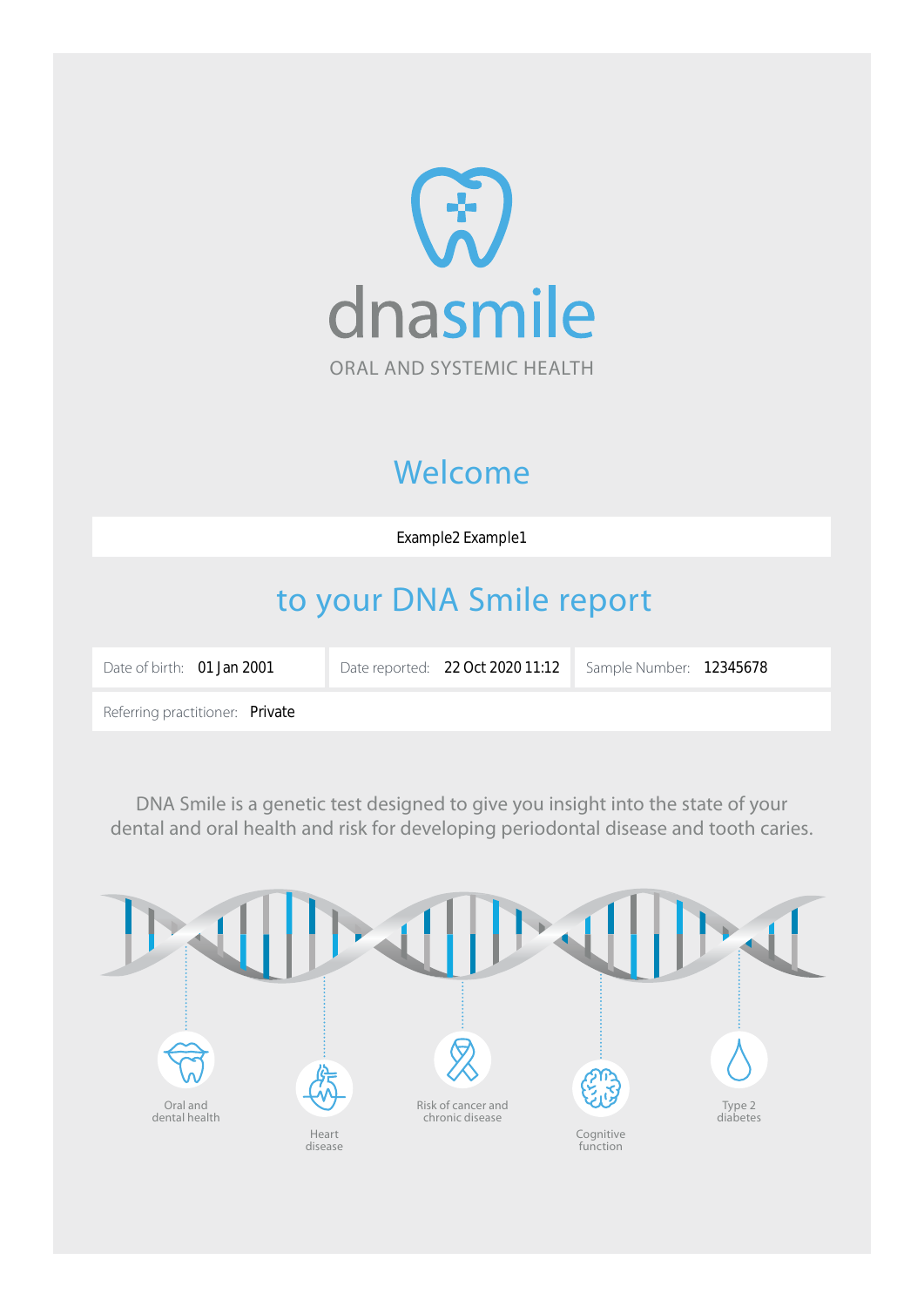# dnasmile

ORAL AND SYSTEMIC HEALTH

## Welcome

Example2 Example1

## to your DNA Smile report

| Date of birth: 01 Jan 2001 | Date reported: 22 Oct 2020 11:12 | Sample Number: 12345678 |
|---|---|---|
| Referring practitioner: Private | | |

DNA Smile is a genetic test designed to give you insight into the state of your dental and oral health and risk for developing periodontal disease and tooth caries.

- Oral and dental health
- Heart disease
- Risk of cancer and chronic disease
- Cognitive function
- Type 2 diabetes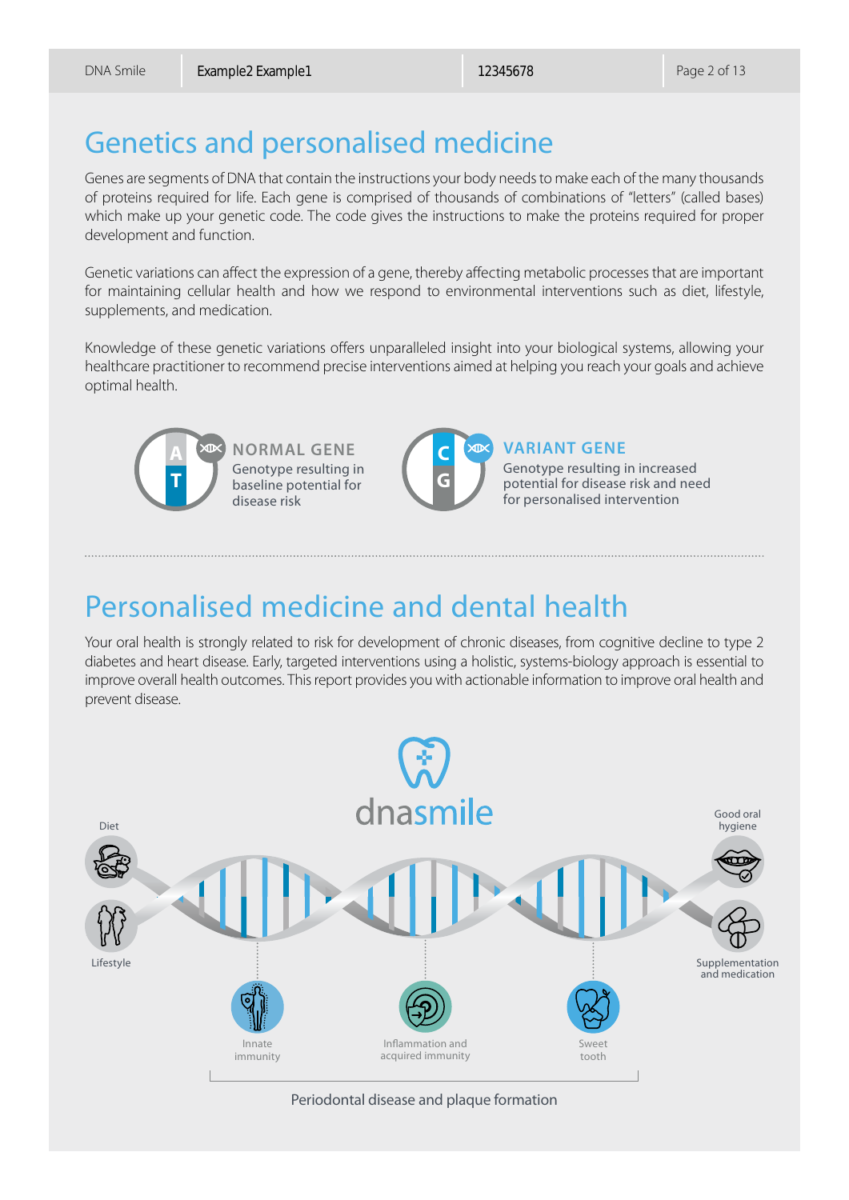# Genetics and personalised medicine

Genes are segments of DNA that contain the instructions your body needs to make each of the many thousands of proteins required for life. Each gene is comprised of thousands of combinations of "letters" (called bases) which make up your genetic code. The code gives the instructions to make the proteins required for proper development and function.

Genetic variations can affect the expression of a gene, thereby affecting metabolic processes that are important for maintaining cellular health and how we respond to environmental interventions such as diet, lifestyle, supplements, and medication.

Knowledge of these genetic variations offers unparalleled insight into your biological systems, allowing your healthcare practitioner to recommend precise interventions aimed at helping you reach your goals and achieve optimal health.

A T **NORMAL GENE**
Genotype resulting in baseline potential for disease risk

C G **VARIANT GENE**
Genotype resulting in increased potential for disease risk and need for personalised intervention

# Personalised medicine and dental health

Your oral health is strongly related to risk for development of chronic diseases, from cognitive decline to type 2 diabetes and heart disease. Early, targeted interventions using a holistic, systems-biology approach is essential to improve overall health outcomes. This report provides you with actionable information to improve oral health and prevent disease.

dnasmile

Diet

Lifestyle

Good oral hygiene

Supplementation and medication

Innate immunity

Inflammation and acquired immunity

Sweet tooth

Periodontal disease and plaque formation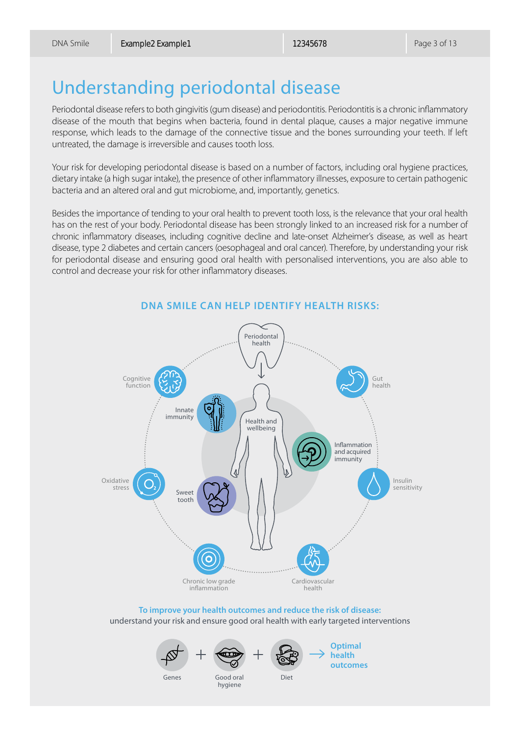# Understanding periodontal disease

Periodontal disease refers to both gingivitis (gum disease) and periodontitis. Periodontitis is a chronic inflammatory disease of the mouth that begins when bacteria, found in dental plaque, causes a major negative immune response, which leads to the damage of the connective tissue and the bones surrounding your teeth. If left untreated, the damage is irreversible and causes tooth loss.

Your risk for developing periodontal disease is based on a number of factors, including oral hygiene practices, dietary intake (a high sugar intake), the presence of other inflammatory illnesses, exposure to certain pathogenic bacteria and an altered oral and gut microbiome, and, importantly, genetics.

Besides the importance of tending to your oral health to prevent tooth loss, is the relevance that your oral health has on the rest of your body. Periodontal disease has been strongly linked to an increased risk for a number of chronic inflammatory diseases, including cognitive decline and late-onset Alzheimer's disease, as well as heart disease, type 2 diabetes and certain cancers (oesophageal and oral cancer). Therefore, by understanding your risk for periodontal disease and ensuring good oral health with personalised interventions, you are also able to control and decrease your risk for other inflammatory diseases.

## DNA SMILE CAN HELP IDENTIFY HEALTH RISKS:

Periodontal health

Health and wellbeing

Cognitive function

Innate immunity

Gut health

Inflammation and acquired immunity

Oxidative stress

Sweet tooth

Insulin sensitivity

Chronic low grade inflammation

Cardiovascular health

**To improve your health outcomes and reduce the risk of disease:**
understand your risk and ensure good oral health with early targeted interventions

Genes + Good oral hygiene + Diet → **Optimal health outcomes**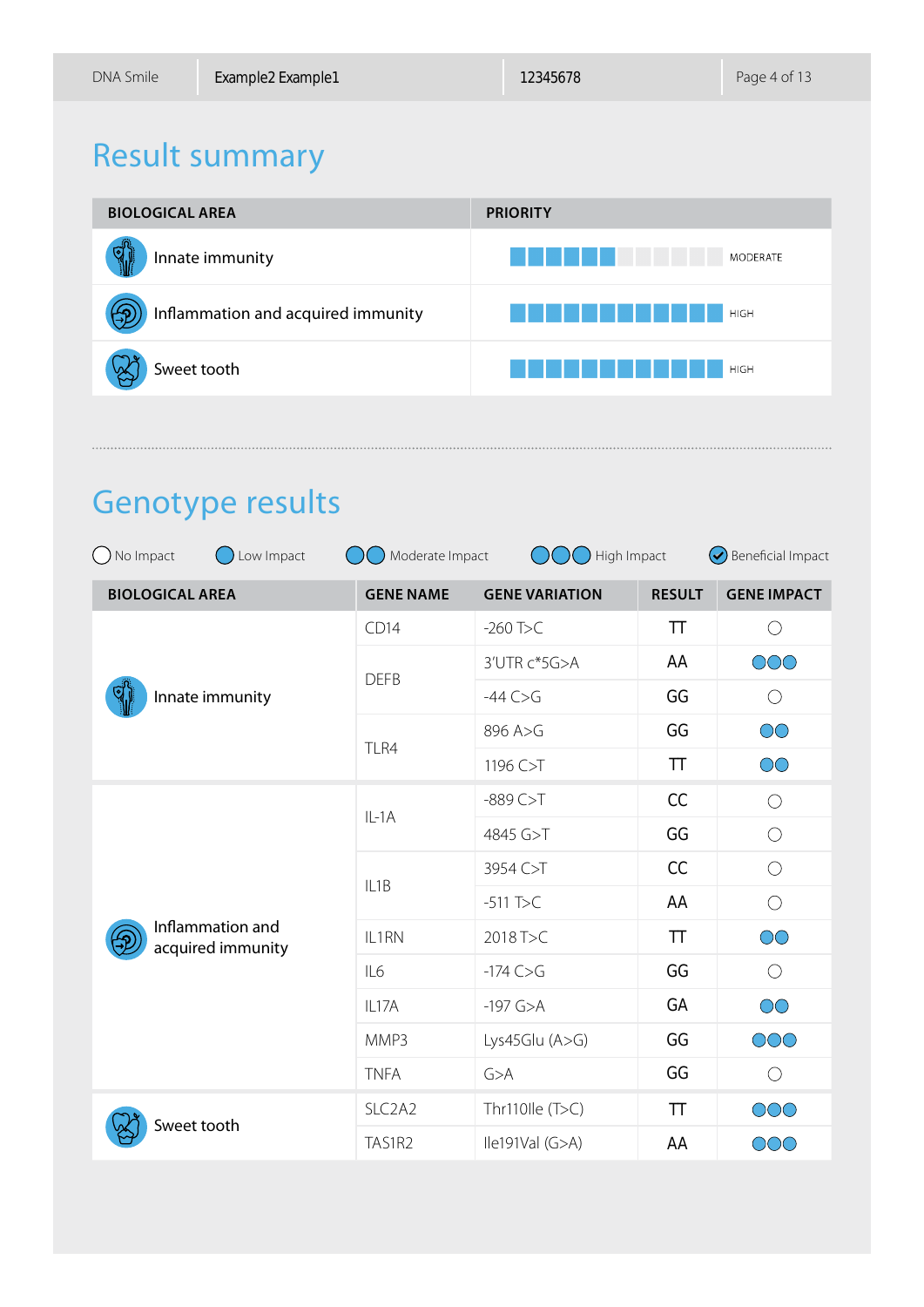## Result summary

| BIOLOGICAL AREA | PRIORITY |
|---|---|
| Innate immunity | MODERATE |
| Inflammation and acquired immunity | HIGH |
| Sweet tooth | HIGH |

## Genotype results

○ No Impact ● Low Impact ●● Moderate Impact ●●● High Impact ✓ Beneficial Impact

| BIOLOGICAL AREA | GENE NAME | GENE VARIATION | RESULT | GENE IMPACT |
|---|---|---|---|---|
| Innate immunity | CD14 | -260 T>C | TT | ○ |
| | DEFB | 3'UTR c*5G>A | AA | ●●● |
| | | -44 C>G | GG | ○ |
| | TLR4 | 896 A>G | GG | ●● |
| | | 1196 C>T | TT | ●● |
| Inflammation and acquired immunity | IL-1A | -889 C>T | CC | ○ |
| | | 4845 G>T | GG | ○ |
| | IL1B | 3954 C>T | CC | ○ |
| | | -511 T>C | AA | ○ |
| | IL1RN | 2018 T>C | TT | ●● |
| | IL6 | -174 C>G | GG | ○ |
| | IL17A | -197 G>A | GA | ●● |
| | MMP3 | Lys45Glu (A>G) | GG | ●●● |
| | TNFA | G>A | GG | ○ |
| Sweet tooth | SLC2A2 | Thr110Ile (T>C) | TT | ●●● |
| | TAS1R2 | Ile191Val (G>A) | AA | ●●● |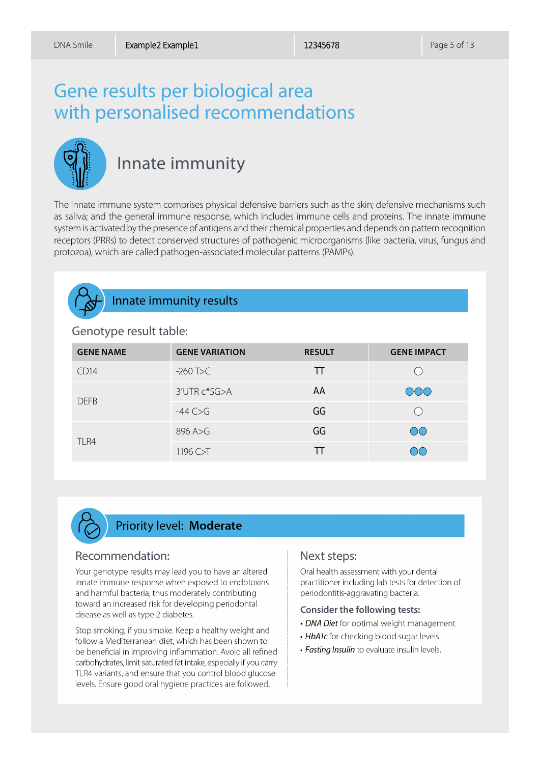# Gene results per biological area with personalised recommendations

## Innate immunity

The innate immune system comprises physical defensive barriers such as the skin; defensive mechanisms such as saliva; and the general immune response, which includes immune cells and proteins. The innate immune system is activated by the presence of antigens and their chemical properties and depends on pattern recognition receptors (PRRs) to detect conserved structures of pathogenic microorganisms (like bacteria, virus, fungus and protozoa), which are called pathogen-associated molecular patterns (PAMPs).

### Innate immunity results

Genotype result table:

| GENE NAME | GENE VARIATION | RESULT | GENE IMPACT |
|---|---|---|---|
| CD14 | -260 T>C | TT | ○ |
| DEFB | 3'UTR c*5G>A | AA | ●●● |
| | -44 C>G | GG | ○ |
| TLR4 | 896 A>G | GG | ●● |
| | 1196 C>T | TT | ●● |

### Priority level: **Moderate**

#### Recommendation:

Your genotype results may lead you to have an altered innate immune response when exposed to endotoxins and harmful bacteria, thus moderately contributing toward an increased risk for developing periodontal disease as well as type 2 diabetes.

Stop smoking, if you smoke. Keep a healthy weight and follow a Mediterranean diet, which has been shown to be beneficial in improving inflammation. Avoid all refined carbohydrates, limit saturated fat intake, especially if you carry TLR4 variants, and ensure that you control blood glucose levels. Ensure good oral hygiene practices are followed.

#### Next steps:

Oral health assessment with your dental practitioner including lab tests for detection of periodontitis-aggravating bacteria.

**Consider the following tests:**

- *DNA Diet* for optimal weight management
- *HbA1c* for checking blood sugar levels
- *Fasting Insulin* to evaluate insulin levels.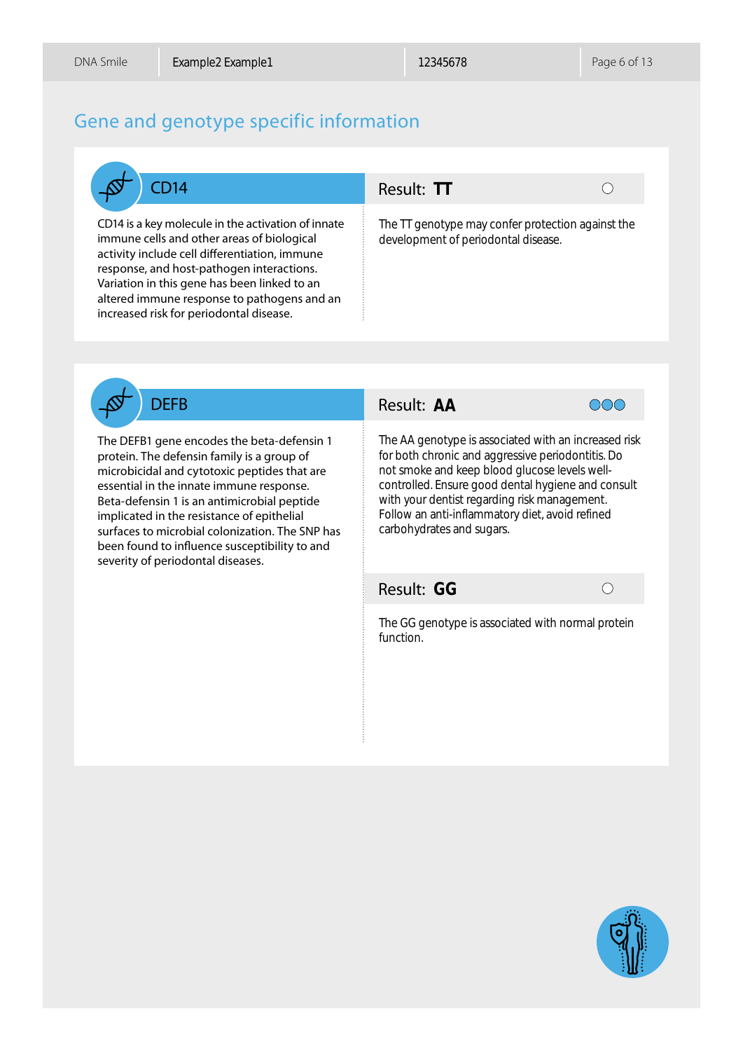# Gene and genotype specific information

## CD14

CD14 is a key molecule in the activation of innate immune cells and other areas of biological activity include cell differentiation, immune response, and host-pathogen interactions. Variation in this gene has been linked to an altered immune response to pathogens and an increased risk for periodontal disease.

**Result: TT**

The TT genotype may confer protection against the development of periodontal disease.

## DEFB

The DEFB1 gene encodes the beta-defensin 1 protein. The defensin family is a group of microbicidal and cytotoxic peptides that are essential in the innate immune response. Beta-defensin 1 is an antimicrobial peptide implicated in the resistance of epithelial surfaces to microbial colonization. The SNP has been found to influence susceptibility to and severity of periodontal diseases.

**Result: AA**

The AA genotype is associated with an increased risk for both chronic and aggressive periodontitis. Do not smoke and keep blood glucose levels well-controlled. Ensure good dental hygiene and consult with your dentist regarding risk management. Follow an anti-inflammatory diet, avoid refined carbohydrates and sugars.

**Result: GG**

The GG genotype is associated with normal protein function.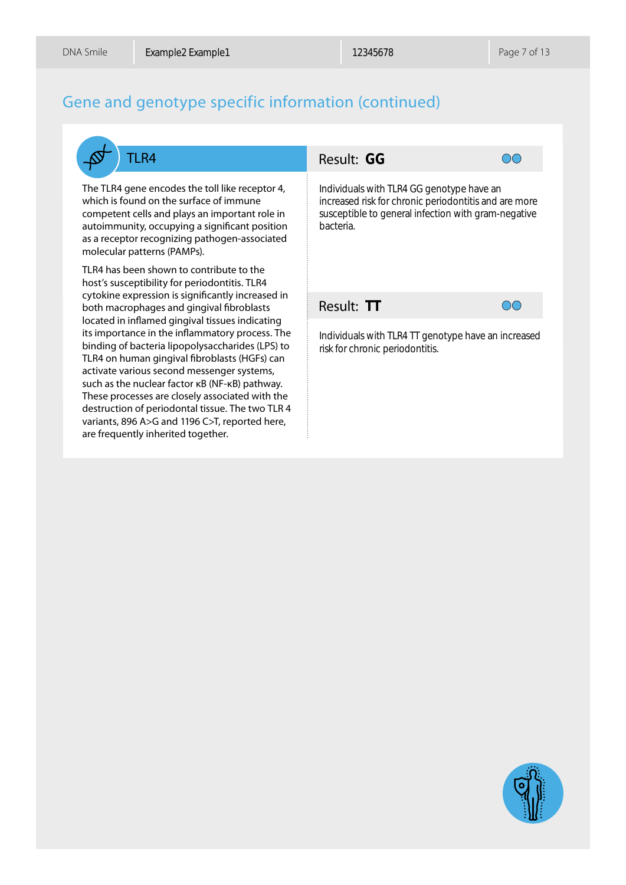## Gene and genotype specific information (continued)

### TLR4

The TLR4 gene encodes the toll like receptor 4, which is found on the surface of immune competent cells and plays an important role in autoimmunity, occupying a significant position as a receptor recognizing pathogen-associated molecular patterns (PAMPs).

TLR4 has been shown to contribute to the host's susceptibility for periodontitis. TLR4 cytokine expression is significantly increased in both macrophages and gingival fibroblasts located in inflamed gingival tissues indicating its importance in the inflammatory process. The binding of bacteria lipopolysaccharides (LPS) to TLR4 on human gingival fibroblasts (HGFs) can activate various second messenger systems, such as the nuclear factor κB (NF-κB) pathway. These processes are closely associated with the destruction of periodontal tissue. The two TLR 4 variants, 896 A>G and 1196 C>T, reported here, are frequently inherited together.

**Result: GG**

Individuals with TLR4 GG genotype have an increased risk for chronic periodontitis and are more susceptible to general infection with gram-negative bacteria.

**Result: TT**

Individuals with TLR4 TT genotype have an increased risk for chronic periodontitis.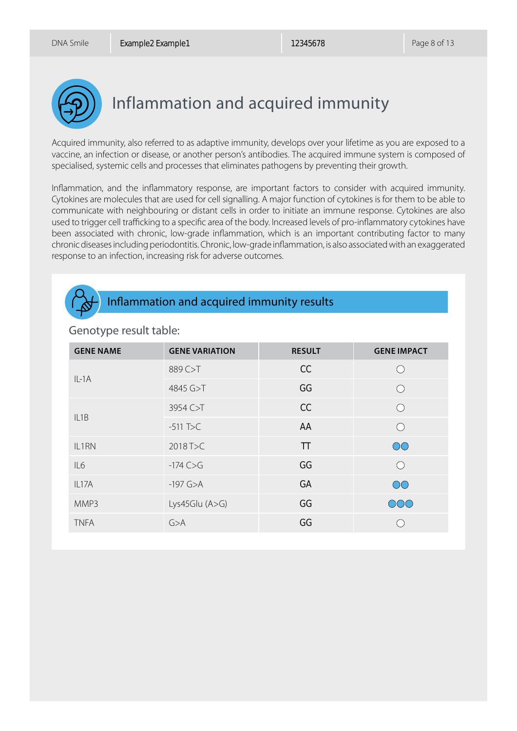# Inflammation and acquired immunity

Acquired immunity, also referred to as adaptive immunity, develops over your lifetime as you are exposed to a vaccine, an infection or disease, or another person's antibodies. The acquired immune system is composed of specialised, systemic cells and processes that eliminates pathogens by preventing their growth.

Inflammation, and the inflammatory response, are important factors to consider with acquired immunity. Cytokines are molecules that are used for cell signalling. A major function of cytokines is for them to be able to communicate with neighbouring or distant cells in order to initiate an immune response. Cytokines are also used to trigger cell trafficking to a specific area of the body. Increased levels of pro-inflammatory cytokines have been associated with chronic, low-grade inflammation, which is an important contributing factor to many chronic diseases including periodontitis. Chronic, low-grade inflammation, is also associated with an exaggerated response to an infection, increasing risk for adverse outcomes.

## Inflammation and acquired immunity results

### Genotype result table:

| GENE NAME | GENE VARIATION | RESULT | GENE IMPACT |
|---|---|---|---|
| IL-1A | 889 C>T | CC | ○ |
| | 4845 G>T | GG | ○ |
| IL1B | 3954 C>T | CC | ○ |
| | -511 T>C | AA | ○ |
| IL1RN | 2018 T>C | TT | ●● |
| IL6 | -174 C>G | GG | ○ |
| IL17A | -197 G>A | GA | ●● |
| MMP3 | Lys45Glu (A>G) | GG | ●●● |
| TNFA | G>A | GG | ○ |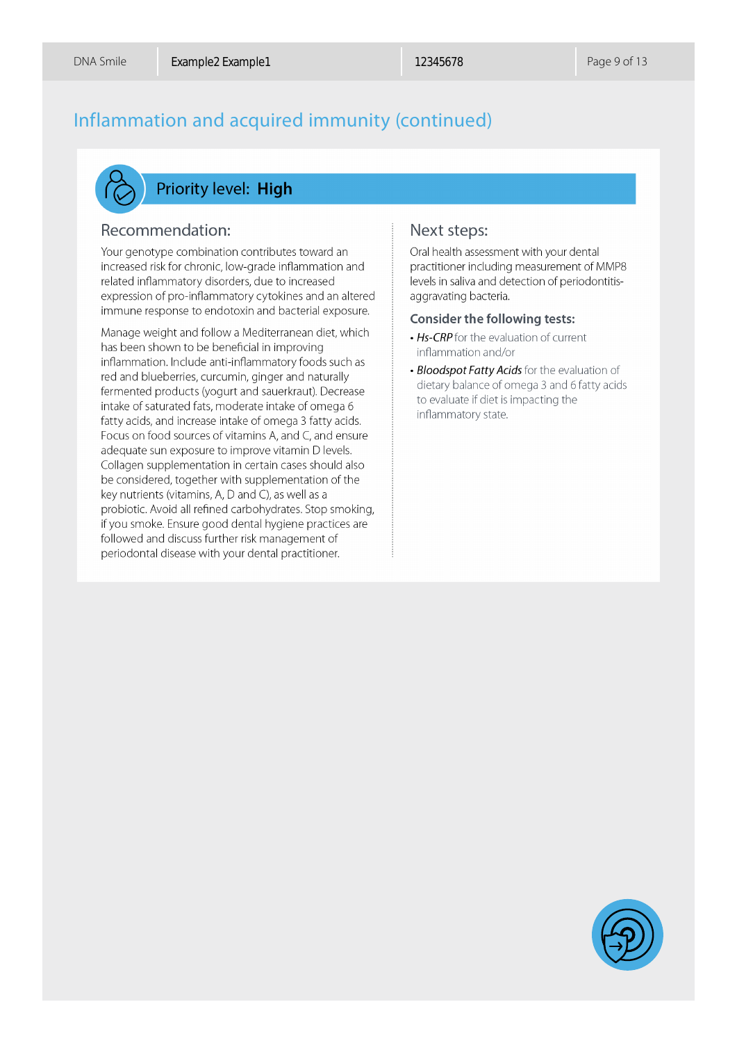# Inflammation and acquired immunity (continued)

## Priority level: **High**

### Recommendation:

Your genotype combination contributes toward an increased risk for chronic, low-grade inflammation and related inflammatory disorders, due to increased expression of pro-inflammatory cytokines and an altered immune response to endotoxin and bacterial exposure.

Manage weight and follow a Mediterranean diet, which has been shown to be beneficial in improving inflammation. Include anti-inflammatory foods such as red and blueberries, curcumin, ginger and naturally fermented products (yogurt and sauerkraut). Decrease intake of saturated fats, moderate intake of omega 6 fatty acids, and increase intake of omega 3 fatty acids. Focus on food sources of vitamins A, and C, and ensure adequate sun exposure to improve vitamin D levels. Collagen supplementation in certain cases should also be considered, together with supplementation of the key nutrients (vitamins, A, D and C), as well as a probiotic. Avoid all refined carbohydrates. Stop smoking, if you smoke. Ensure good dental hygiene practices are followed and discuss further risk management of periodontal disease with your dental practitioner.

### Next steps:

Oral health assessment with your dental practitioner including measurement of MMP8 levels in saliva and detection of periodontitis-aggravating bacteria.

**Consider the following tests:**

- *Hs-CRP* for the evaluation of current inflammation and/or
- *Bloodspot Fatty Acids* for the evaluation of dietary balance of omega 3 and 6 fatty acids to evaluate if diet is impacting the inflammatory state.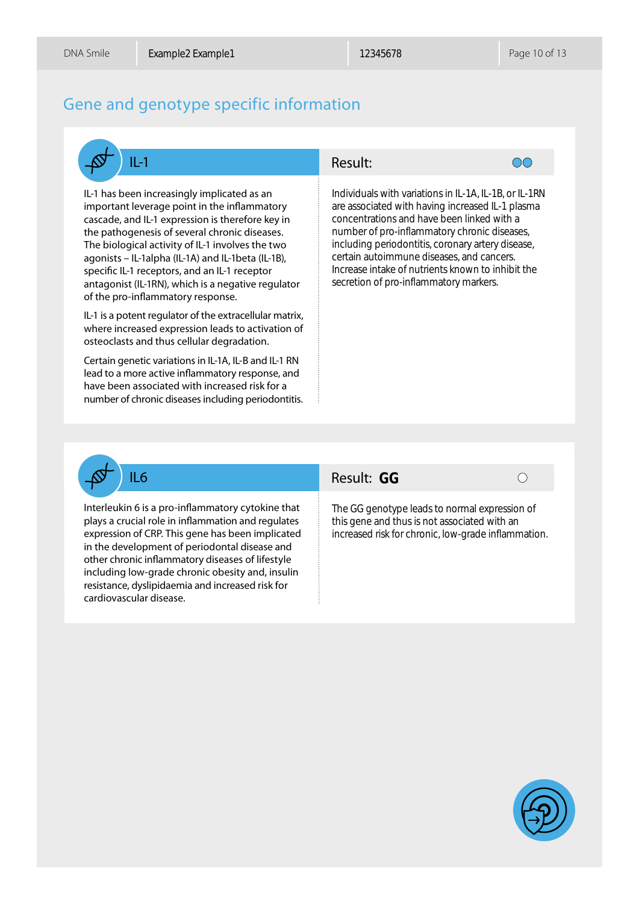## Gene and genotype specific information

### IL-1

**Result:**

IL-1 has been increasingly implicated as an important leverage point in the inflammatory cascade, and IL-1 expression is therefore key in the pathogenesis of several chronic diseases. The biological activity of IL-1 involves the two agonists – IL-1alpha (IL-1A) and IL-1beta (IL-1B), specific IL-1 receptors, and an IL-1 receptor antagonist (IL-1RN), which is a negative regulator of the pro-inflammatory response.

IL-1 is a potent regulator of the extracellular matrix, where increased expression leads to activation of osteoclasts and thus cellular degradation.

Certain genetic variations in IL-1A, IL-B and IL-1 RN lead to a more active inflammatory response, and have been associated with increased risk for a number of chronic diseases including periodontitis.

Individuals with variations in IL-1A, IL-1B, or IL-1RN are associated with having increased IL-1 plasma concentrations and have been linked with a number of pro-inflammatory chronic diseases, including periodontitis, coronary artery disease, certain autoimmune diseases, and cancers. Increase intake of nutrients known to inhibit the secretion of pro-inflammatory markers.

### IL6

**Result: GG**

Interleukin 6 is a pro-inflammatory cytokine that plays a crucial role in inflammation and regulates expression of CRP. This gene has been implicated in the development of periodontal disease and other chronic inflammatory diseases of lifestyle including low-grade chronic obesity and, insulin resistance, dyslipidaemia and increased risk for cardiovascular disease.

The GG genotype leads to normal expression of this gene and thus is not associated with an increased risk for chronic, low-grade inflammation.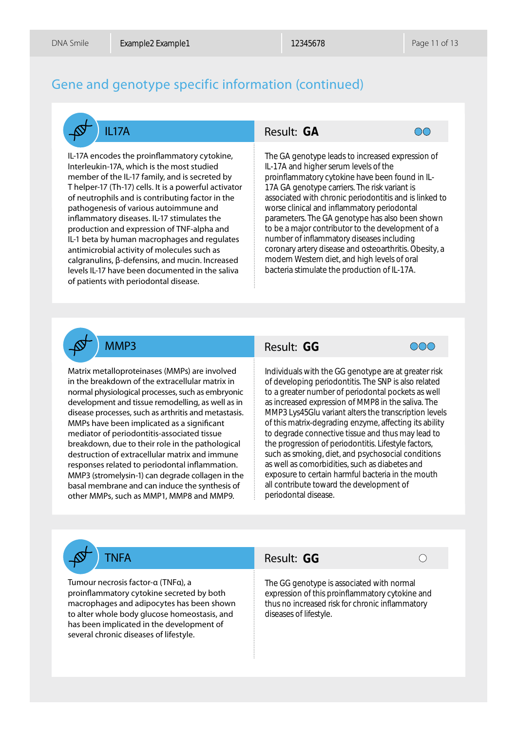## Gene and genotype specific information (continued)

### IL17A

**Result: GA** ●●

IL-17A encodes the proinflammatory cytokine, Interleukin-17A, which is the most studied member of the IL-17 family, and is secreted by T helper-17 (Th-17) cells. It is a powerful activator of neutrophils and is contributing factor in the pathogenesis of various autoimmune and inflammatory diseases. IL-17 stimulates the production and expression of TNF-alpha and IL-1 beta by human macrophages and regulates antimicrobial activity of molecules such as calgranulins, β-defensins, and mucin. Increased levels IL-17 have been documented in the saliva of patients with periodontal disease.

The GA genotype leads to increased expression of IL-17A and higher serum levels of the proinflammatory cytokine have been found in IL-17A GA genotype carriers. The risk variant is associated with chronic periodontitis and is linked to worse clinical and inflammatory periodontal parameters. The GA genotype has also been shown to be a major contributor to the development of a number of inflammatory diseases including coronary artery disease and osteoarthritis. Obesity, a modern Western diet, and high levels of oral bacteria stimulate the production of IL-17A.

### MMP3

**Result: GG** ●●●

Matrix metalloproteinases (MMPs) are involved in the breakdown of the extracellular matrix in normal physiological processes, such as embryonic development and tissue remodelling, as well as in disease processes, such as arthritis and metastasis. MMPs have been implicated as a significant mediator of periodontitis-associated tissue breakdown, due to their role in the pathological destruction of extracellular matrix and immune responses related to periodontal inflammation. MMP3 (stromelysin-1) can degrade collagen in the basal membrane and can induce the synthesis of other MMPs, such as MMP1, MMP8 and MMP9.

Individuals with the GG genotype are at greater risk of developing periodontitis. The SNP is also related to a greater number of periodontal pockets as well as increased expression of MMP8 in the saliva. The MMP3 Lys45Glu variant alters the transcription levels of this matrix-degrading enzyme, affecting its ability to degrade connective tissue and thus may lead to the progression of periodontitis. Lifestyle factors, such as smoking, diet, and psychosocial conditions as well as comorbidities, such as diabetes and exposure to certain harmful bacteria in the mouth all contribute toward the development of periodontal disease.

### TNFA

**Result: GG** ○

Tumour necrosis factor-α (TNFα), a proinflammatory cytokine secreted by both macrophages and adipocytes has been shown to alter whole body glucose homeostasis, and has been implicated in the development of several chronic diseases of lifestyle.

The GG genotype is associated with normal expression of this proinflammatory cytokine and thus no increased risk for chronic inflammatory diseases of lifestyle.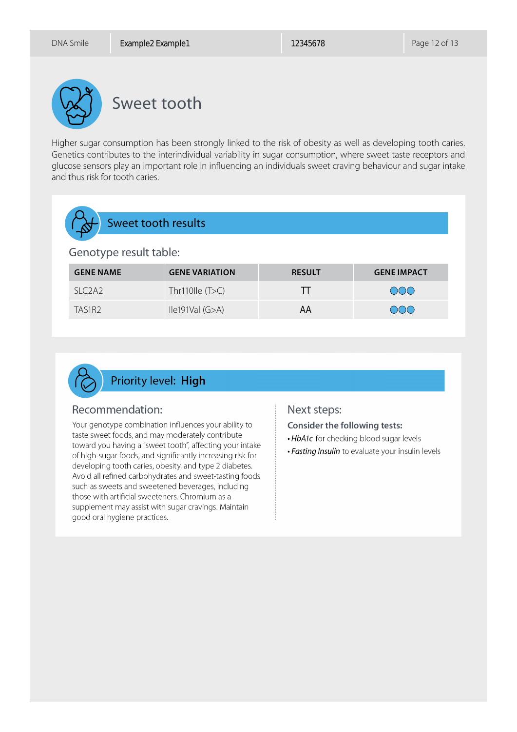# Sweet tooth

Higher sugar consumption has been strongly linked to the risk of obesity as well as developing tooth caries. Genetics contributes to the interindividual variability in sugar consumption, where sweet taste receptors and glucose sensors play an important role in influencing an individuals sweet craving behaviour and sugar intake and thus risk for tooth caries.

## Sweet tooth results

### Genotype result table:

| GENE NAME | GENE VARIATION | RESULT | GENE IMPACT |
|---|---|---|---|
| SLC2A2 | Thr110Ile (T>C) | TT | ●●● |
| TAS1R2 | Ile191Val (G>A) | AA | ●●● |

## Priority level: **High**

### Recommendation:

Your genotype combination influences your ability to taste sweet foods, and may moderately contribute toward you having a "sweet tooth", affecting your intake of high-sugar foods, and significantly increasing risk for developing tooth caries, obesity, and type 2 diabetes. Avoid all refined carbohydrates and sweet-tasting foods such as sweets and sweetened beverages, including those with artificial sweeteners. Chromium as a supplement may assist with sugar cravings. Maintain good oral hygiene practices.

### Next steps:

**Consider the following tests:**

- *HbA1c* for checking blood sugar levels
- *Fasting Insulin* to evaluate your insulin levels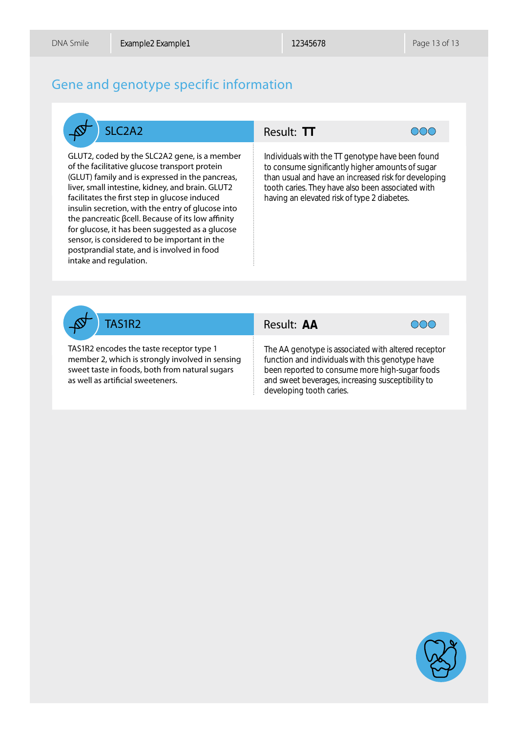## Gene and genotype specific information

### SLC2A2

**Result: TT**

GLUT2, coded by the SLC2A2 gene, is a member of the facilitative glucose transport protein (GLUT) family and is expressed in the pancreas, liver, small intestine, kidney, and brain. GLUT2 facilitates the first step in glucose induced insulin secretion, with the entry of glucose into the pancreatic βcell. Because of its low affinity for glucose, it has been suggested as a glucose sensor, is considered to be important in the postprandial state, and is involved in food intake and regulation.

Individuals with the TT genotype have been found to consume significantly higher amounts of sugar than usual and have an increased risk for developing tooth caries. They have also been associated with having an elevated risk of type 2 diabetes.

### TAS1R2

**Result: AA**

TAS1R2 encodes the taste receptor type 1 member 2, which is strongly involved in sensing sweet taste in foods, both from natural sugars as well as artificial sweeteners.

The AA genotype is associated with altered receptor function and individuals with this genotype have been reported to consume more high-sugar foods and sweet beverages, increasing susceptibility to developing tooth caries.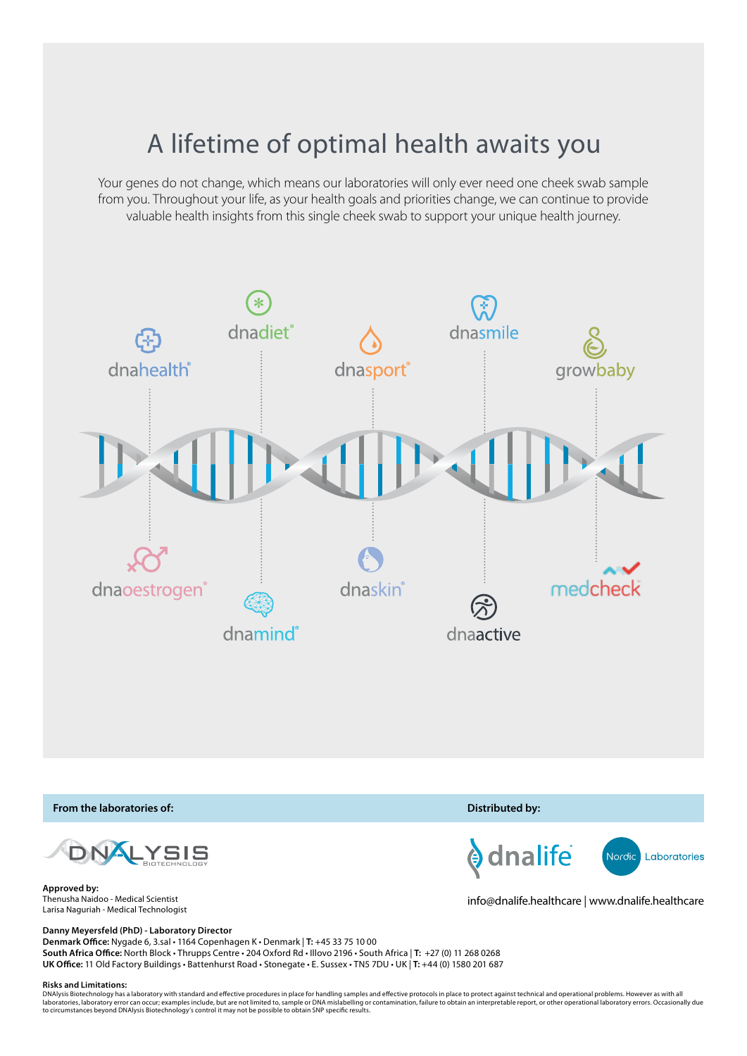# A lifetime of optimal health awaits you

Your genes do not change, which means our laboratories will only ever need one cheek swab sample from you. Throughout your life, as your health goals and priorities change, we can continue to provide valuable health insights from this single cheek swab to support your unique health journey.

dnahealth®

dnadiet®

dnasport®

dnasmile

growbaby

dnaoestrogen®

dnamind®

dnaskin®

dnaactive

medcheck

**From the laboratories of:**

DNALYSIS BIOTECHNOLOGY

**Approved by:**
Thenusha Naidoo - Medical Scientist
Larisa Naguriah - Medical Technologist

**Distributed by:**

dnalife®

Nordic Laboratories

info@dnalife.healthcare | www.dnalife.healthcare

**Danny Meyersfeld (PhD) - Laboratory Director**
**Denmark Office:** Nygade 6, 3.sal • 1164 Copenhagen K • Denmark | **T:** +45 33 75 10 00
**South Africa Office:** North Block • Thrupps Centre • 204 Oxford Rd • Illovo 2196 • South Africa | **T:** +27 (0) 11 268 0268
**UK Office:** 11 Old Factory Buildings • Battenhurst Road • Stonegate • E. Sussex • TN5 7DU • UK | **T:** +44 (0) 1580 201 687

**Risks and Limitations:**
DNAlysis Biotechnology has a laboratory with standard and effective procedures in place for handling samples and effective protocols in place to protect against technical and operational problems. However as with all laboratories, laboratory error can occur; examples include, but are not limited to, sample or DNA mislabelling or contamination, failure to obtain an interpretable report, or other operational laboratory errors. Occasionally due to circumstances beyond DNAlysis Biotechnology's control it may not be possible to obtain SNP specific results.